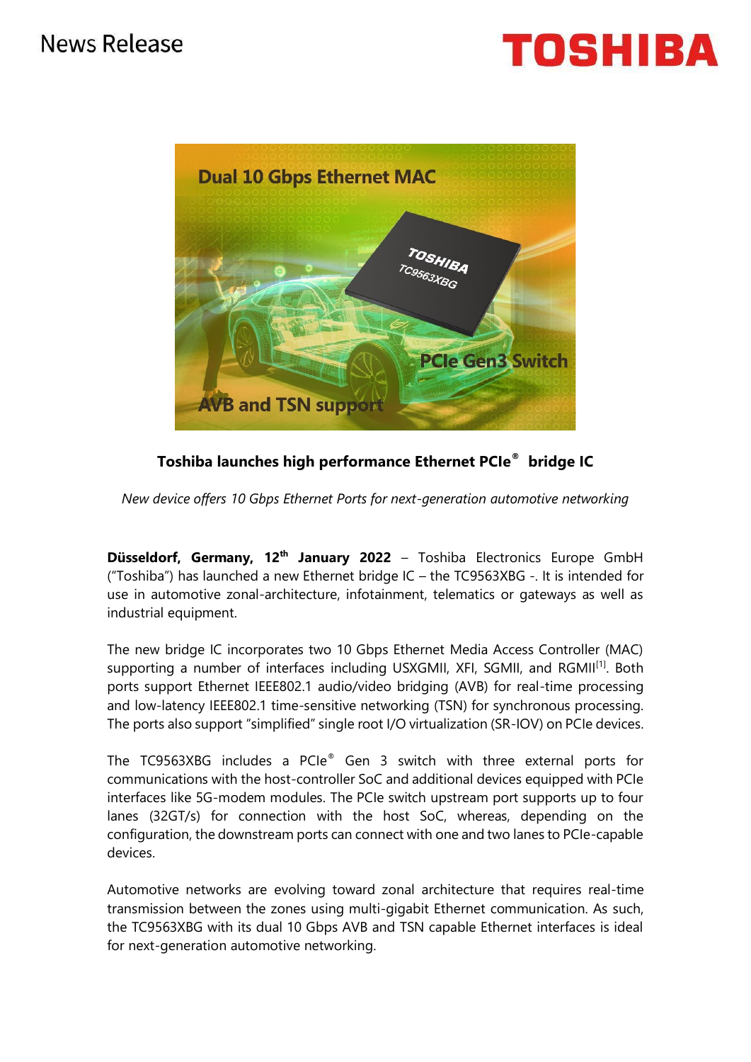News Release

**Toshiba launches high performance Ethernet PCIe® bridge IC**

*New device offers 10 Gbps Ethernet Ports for next-generation automotive networking*

**Düsseldorf, Germany, 12th January 2022** – Toshiba Electronics Europe GmbH ("Toshiba") has launched a new Ethernet bridge IC – the TC9563XBG -. It is intended for use in automotive zonal-architecture, infotainment, telematics or gateways as well as industrial equipment.

The new bridge IC incorporates two 10 Gbps Ethernet Media Access Controller (MAC) supporting a number of interfaces including USXGMII, XFI, SGMII, and RGMII[1]. Both ports support Ethernet IEEE802.1 audio/video bridging (AVB) for real-time processing and low-latency IEEE802.1 time-sensitive networking (TSN) for synchronous processing. The ports also support "simplified" single root I/O virtualization (SR-IOV) on PCIe devices.

The TC9563XBG includes a PCIe® Gen 3 switch with three external ports for communications with the host-controller SoC and additional devices equipped with PCIe interfaces like 5G-modem modules. The PCIe switch upstream port supports up to four lanes (32GT/s) for connection with the host SoC, whereas, depending on the configuration, the downstream ports can connect with one and two lanes to PCIe-capable devices.

Automotive networks are evolving toward zonal architecture that requires real-time transmission between the zones using multi-gigabit Ethernet communication. As such, the TC9563XBG with its dual 10 Gbps AVB and TSN capable Ethernet interfaces is ideal for next-generation automotive networking.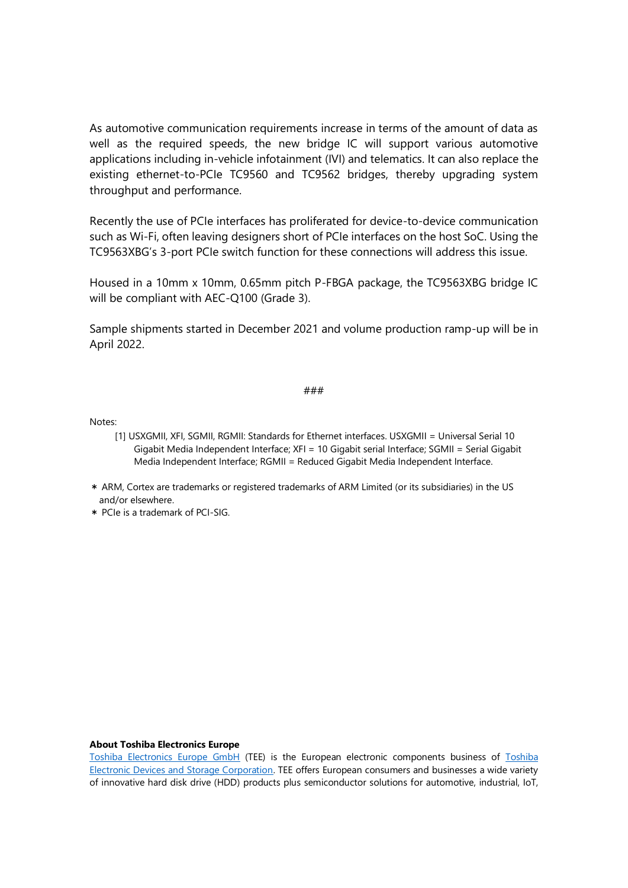As automotive communication requirements increase in terms of the amount of data as well as the required speeds, the new bridge IC will support various automotive applications including in-vehicle infotainment (IVI) and telematics. It can also replace the existing ethernet-to-PCIe TC9560 and TC9562 bridges, thereby upgrading system throughput and performance.

Recently the use of PCIe interfaces has proliferated for device-to-device communication such as Wi-Fi, often leaving designers short of PCIe interfaces on the host SoC. Using the TC9563XBG's 3-port PCIe switch function for these connections will address this issue.

Housed in a 10mm x 10mm, 0.65mm pitch P-FBGA package, the TC9563XBG bridge IC will be compliant with AEC-Q100 (Grade 3).

Sample shipments started in December 2021 and volume production ramp-up will be in April 2022.

###

Notes:

[1] USXGMII, XFI, SGMII, RGMII: Standards for Ethernet interfaces. USXGMII = Universal Serial 10 Gigabit Media Independent Interface; XFI = 10 Gigabit serial Interface; SGMII = Serial Gigabit Media Independent Interface; RGMII = Reduced Gigabit Media Independent Interface.

* ARM, Cortex are trademarks or registered trademarks of ARM Limited (or its subsidiaries) in the US and/or elsewhere.
* PCIe is a trademark of PCI-SIG.

**About Toshiba Electronics Europe**

Toshiba Electronics Europe GmbH (TEE) is the European electronic components business of Toshiba Electronic Devices and Storage Corporation. TEE offers European consumers and businesses a wide variety of innovative hard disk drive (HDD) products plus semiconductor solutions for automotive, industrial, IoT,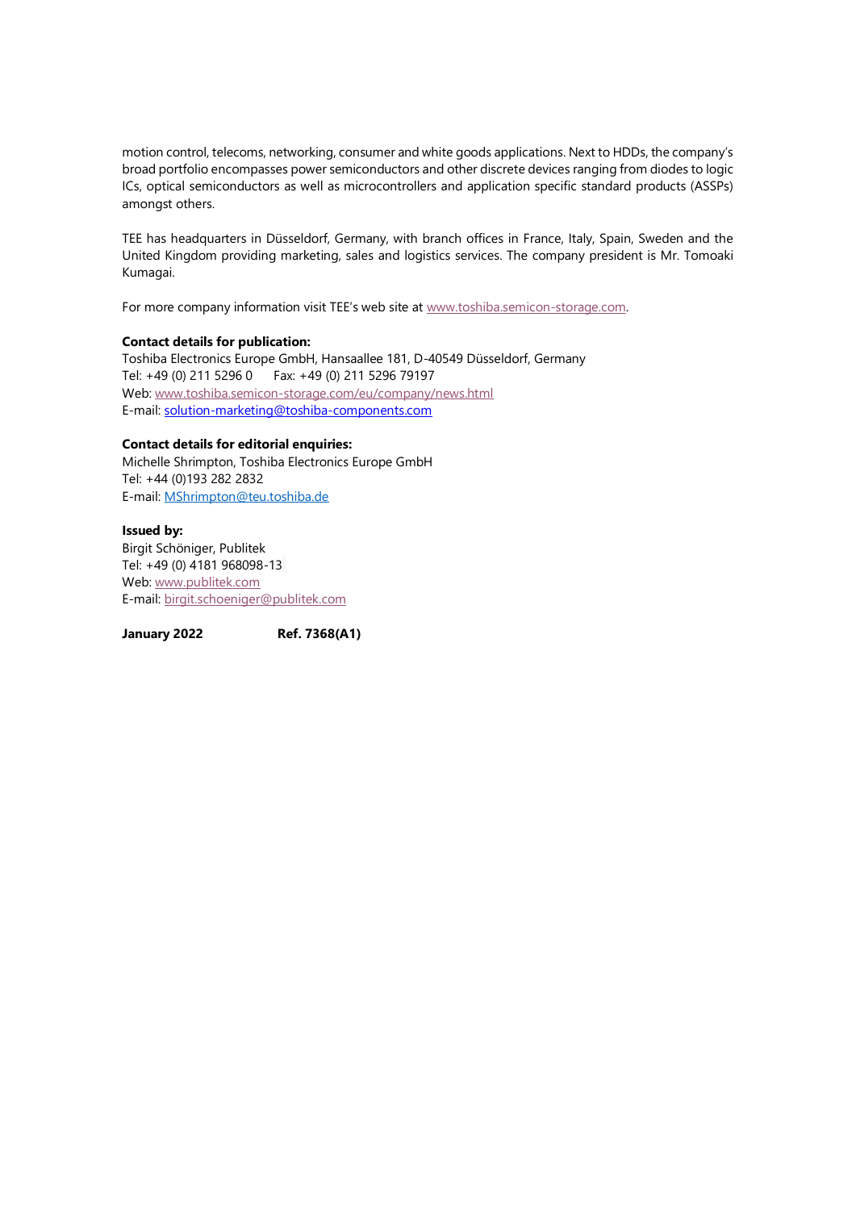motion control, telecoms, networking, consumer and white goods applications. Next to HDDs, the company's broad portfolio encompasses power semiconductors and other discrete devices ranging from diodes to logic ICs, optical semiconductors as well as microcontrollers and application specific standard products (ASSPs) amongst others.

TEE has headquarters in Düsseldorf, Germany, with branch offices in France, Italy, Spain, Sweden and the United Kingdom providing marketing, sales and logistics services. The company president is Mr. Tomoaki Kumagai.

For more company information visit TEE's web site at www.toshiba.semicon-storage.com.

**Contact details for publication:**
Toshiba Electronics Europe GmbH, Hansaallee 181, D-40549 Düsseldorf, Germany
Tel: +49 (0) 211 5296 0 Fax: +49 (0) 211 5296 79197
Web: www.toshiba.semicon-storage.com/eu/company/news.html
E-mail: solution-marketing@toshiba-components.com

**Contact details for editorial enquiries:**
Michelle Shrimpton, Toshiba Electronics Europe GmbH
Tel: +44 (0)193 282 2832
E-mail: MShrimpton@teu.toshiba.de

**Issued by:**
Birgit Schöniger, Publitek
Tel: +49 (0) 4181 968098-13
Web: www.publitek.com
E-mail: birgit.schoeniger@publitek.com

**January 2022** **Ref. 7368(A1)**